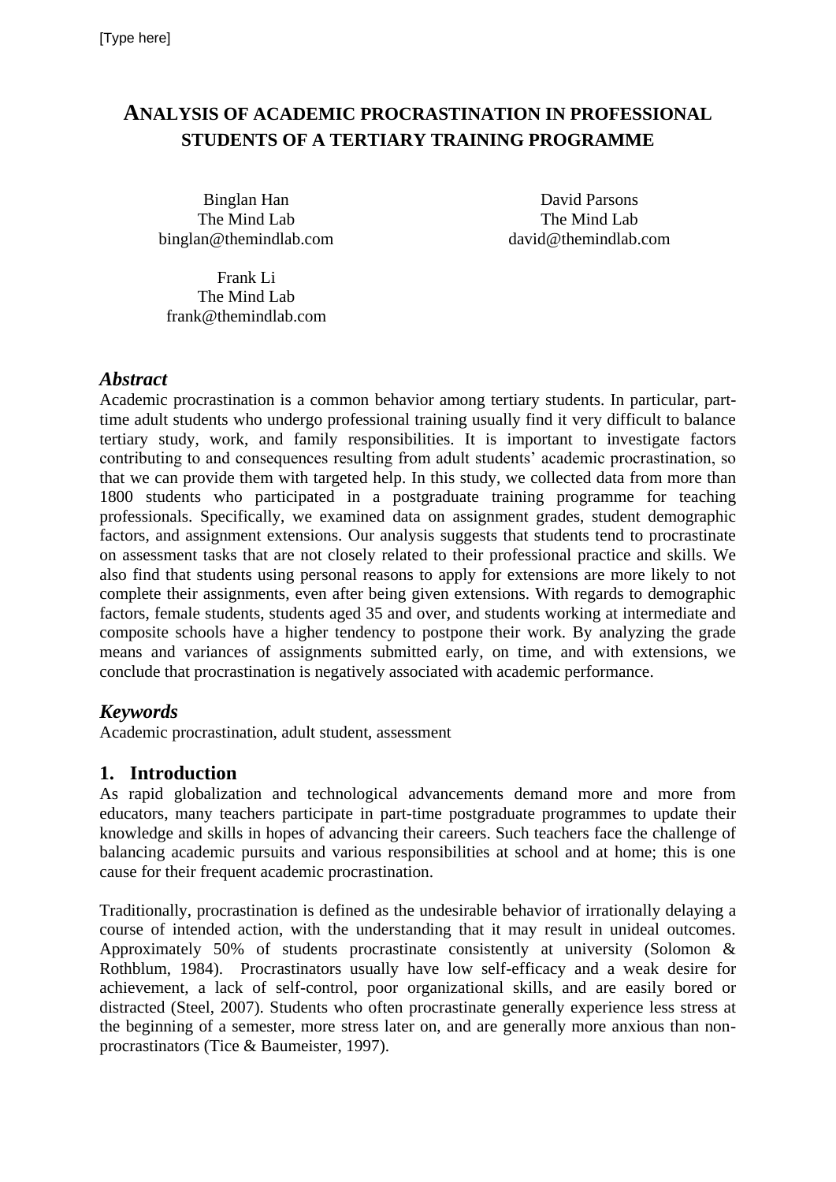# ANALYSIS OF ACADEMIC PROCRASTINATION IN PROFESSIONAL STUDENTS OF A TERTIARY TRAINING PROGRAMME

Binglan Han
The Mind Lab
binglan@themindlab.com

David Parsons
The Mind Lab
david@themindlab.com

Frank Li
The Mind Lab
frank@themindlab.com

## *Abstract*

Academic procrastination is a common behavior among tertiary students. In particular, part-time adult students who undergo professional training usually find it very difficult to balance tertiary study, work, and family responsibilities. It is important to investigate factors contributing to and consequences resulting from adult students' academic procrastination, so that we can provide them with targeted help. In this study, we collected data from more than 1800 students who participated in a postgraduate training programme for teaching professionals. Specifically, we examined data on assignment grades, student demographic factors, and assignment extensions. Our analysis suggests that students tend to procrastinate on assessment tasks that are not closely related to their professional practice and skills. We also find that students using personal reasons to apply for extensions are more likely to not complete their assignments, even after being given extensions. With regards to demographic factors, female students, students aged 35 and over, and students working at intermediate and composite schools have a higher tendency to postpone their work. By analyzing the grade means and variances of assignments submitted early, on time, and with extensions, we conclude that procrastination is negatively associated with academic performance.

## *Keywords*

Academic procrastination, adult student, assessment

## 1. Introduction

As rapid globalization and technological advancements demand more and more from educators, many teachers participate in part-time postgraduate programmes to update their knowledge and skills in hopes of advancing their careers. Such teachers face the challenge of balancing academic pursuits and various responsibilities at school and at home; this is one cause for their frequent academic procrastination.

Traditionally, procrastination is defined as the undesirable behavior of irrationally delaying a course of intended action, with the understanding that it may result in unideal outcomes. Approximately 50% of students procrastinate consistently at university (Solomon & Rothblum, 1984). Procrastinators usually have low self-efficacy and a weak desire for achievement, a lack of self-control, poor organizational skills, and are easily bored or distracted (Steel, 2007). Students who often procrastinate generally experience less stress at the beginning of a semester, more stress later on, and are generally more anxious than non-procrastinators (Tice & Baumeister, 1997).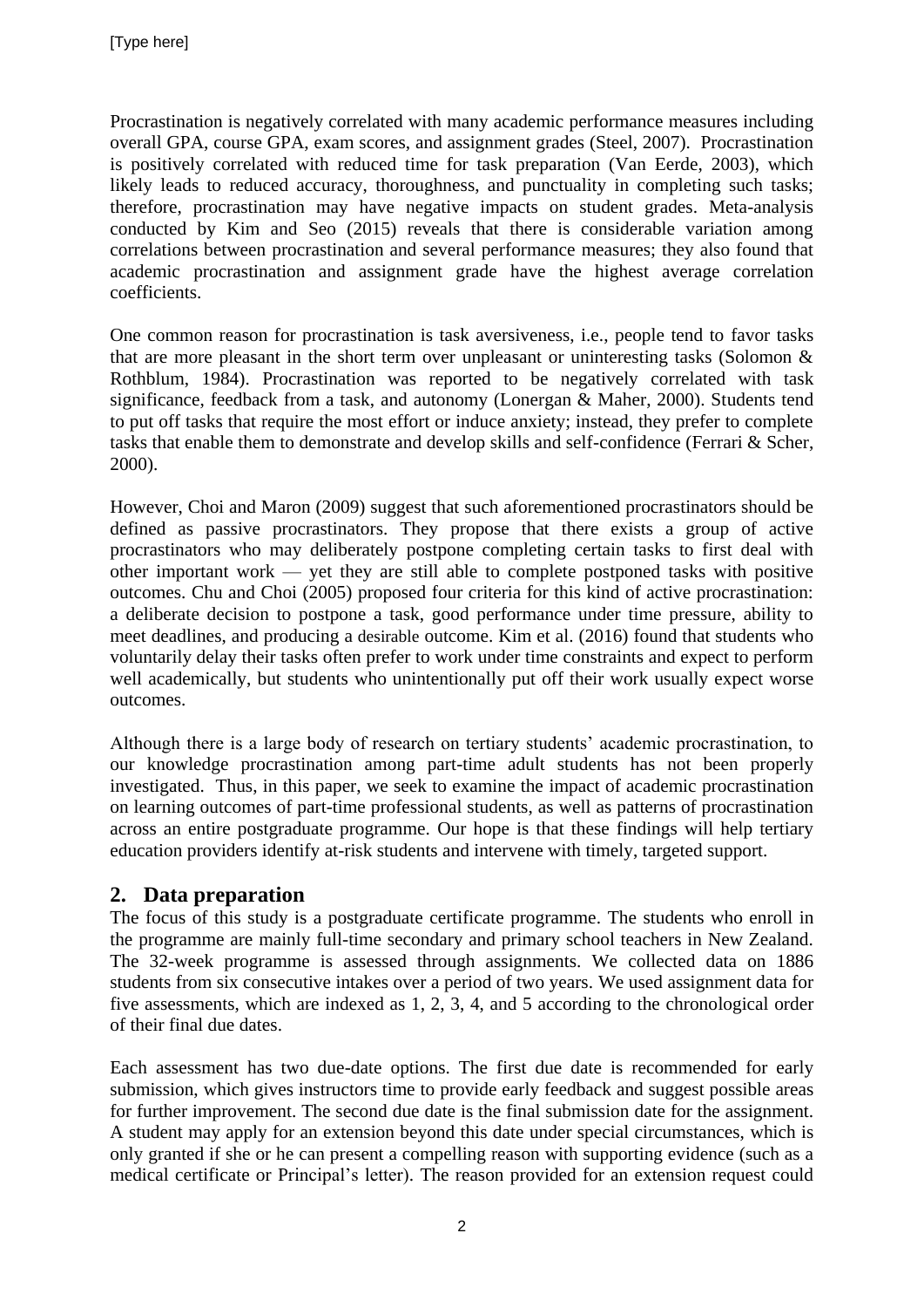Procrastination is negatively correlated with many academic performance measures including overall GPA, course GPA, exam scores, and assignment grades (Steel, 2007). Procrastination is positively correlated with reduced time for task preparation (Van Eerde, 2003), which likely leads to reduced accuracy, thoroughness, and punctuality in completing such tasks; therefore, procrastination may have negative impacts on student grades. Meta-analysis conducted by Kim and Seo (2015) reveals that there is considerable variation among correlations between procrastination and several performance measures; they also found that academic procrastination and assignment grade have the highest average correlation coefficients.

One common reason for procrastination is task aversiveness, i.e., people tend to favor tasks that are more pleasant in the short term over unpleasant or uninteresting tasks (Solomon & Rothblum, 1984). Procrastination was reported to be negatively correlated with task significance, feedback from a task, and autonomy (Lonergan & Maher, 2000). Students tend to put off tasks that require the most effort or induce anxiety; instead, they prefer to complete tasks that enable them to demonstrate and develop skills and self-confidence (Ferrari & Scher, 2000).

However, Choi and Maron (2009) suggest that such aforementioned procrastinators should be defined as passive procrastinators. They propose that there exists a group of active procrastinators who may deliberately postpone completing certain tasks to first deal with other important work — yet they are still able to complete postponed tasks with positive outcomes. Chu and Choi (2005) proposed four criteria for this kind of active procrastination: a deliberate decision to postpone a task, good performance under time pressure, ability to meet deadlines, and producing a desirable outcome. Kim et al. (2016) found that students who voluntarily delay their tasks often prefer to work under time constraints and expect to perform well academically, but students who unintentionally put off their work usually expect worse outcomes.

Although there is a large body of research on tertiary students' academic procrastination, to our knowledge procrastination among part-time adult students has not been properly investigated. Thus, in this paper, we seek to examine the impact of academic procrastination on learning outcomes of part-time professional students, as well as patterns of procrastination across an entire postgraduate programme. Our hope is that these findings will help tertiary education providers identify at-risk students and intervene with timely, targeted support.

## 2. Data preparation

The focus of this study is a postgraduate certificate programme. The students who enroll in the programme are mainly full-time secondary and primary school teachers in New Zealand. The 32-week programme is assessed through assignments. We collected data on 1886 students from six consecutive intakes over a period of two years. We used assignment data for five assessments, which are indexed as 1, 2, 3, 4, and 5 according to the chronological order of their final due dates.

Each assessment has two due-date options. The first due date is recommended for early submission, which gives instructors time to provide early feedback and suggest possible areas for further improvement. The second due date is the final submission date for the assignment. A student may apply for an extension beyond this date under special circumstances, which is only granted if she or he can present a compelling reason with supporting evidence (such as a medical certificate or Principal's letter). The reason provided for an extension request could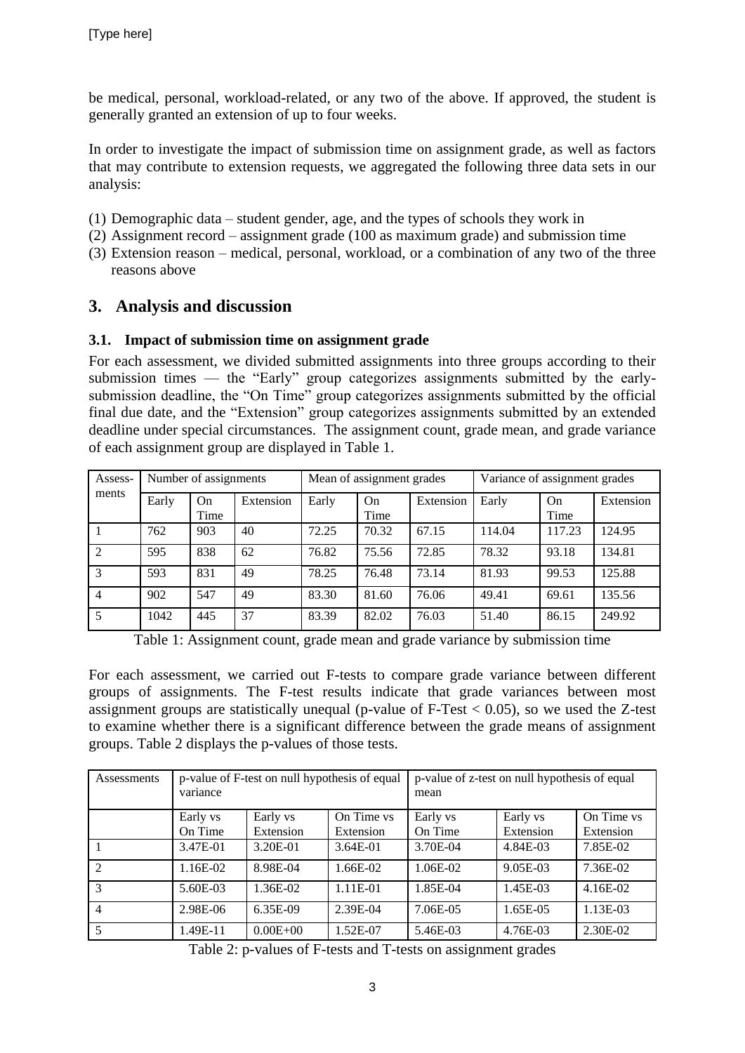be medical, personal, workload-related, or any two of the above. If approved, the student is generally granted an extension of up to four weeks.

In order to investigate the impact of submission time on assignment grade, as well as factors that may contribute to extension requests, we aggregated the following three data sets in our analysis:

(1) Demographic data – student gender, age, and the types of schools they work in
(2) Assignment record – assignment grade (100 as maximum grade) and submission time
(3) Extension reason – medical, personal, workload, or a combination of any two of the three reasons above

## 3. Analysis and discussion

### 3.1. Impact of submission time on assignment grade

For each assessment, we divided submitted assignments into three groups according to their submission times — the "Early" group categorizes assignments submitted by the early-submission deadline, the "On Time" group categorizes assignments submitted by the official final due date, and the "Extension" group categorizes assignments submitted by an extended deadline under special circumstances. The assignment count, grade mean, and grade variance of each assignment group are displayed in Table 1.

| Assess-ments | Number of assignments | | | Mean of assignment grades | | | Variance of assignment grades | | |
|---|---|---|---|---|---|---|---|---|---|
| | Early | On Time | Extension | Early | On Time | Extension | Early | On Time | Extension |
| 1 | 762 | 903 | 40 | 72.25 | 70.32 | 67.15 | 114.04 | 117.23 | 124.95 |
| 2 | 595 | 838 | 62 | 76.82 | 75.56 | 72.85 | 78.32 | 93.18 | 134.81 |
| 3 | 593 | 831 | 49 | 78.25 | 76.48 | 73.14 | 81.93 | 99.53 | 125.88 |
| 4 | 902 | 547 | 49 | 83.30 | 81.60 | 76.06 | 49.41 | 69.61 | 135.56 |
| 5 | 1042 | 445 | 37 | 83.39 | 82.02 | 76.03 | 51.40 | 86.15 | 249.92 |

Table 1: Assignment count, grade mean and grade variance by submission time

For each assessment, we carried out F-tests to compare grade variance between different groups of assignments. The F-test results indicate that grade variances between most assignment groups are statistically unequal (p-value of F-Test < 0.05), so we used the Z-test to examine whether there is a significant difference between the grade means of assignment groups. Table 2 displays the p-values of those tests.

| Assessments | p-value of F-test on null hypothesis of equal variance | | | p-value of z-test on null hypothesis of equal mean | | |
|---|---|---|---|---|---|---|
| | Early vs On Time | Early vs Extension | On Time vs Extension | Early vs On Time | Early vs Extension | On Time vs Extension |
| 1 | 3.47E-01 | 3.20E-01 | 3.64E-01 | 3.70E-04 | 4.84E-03 | 7.85E-02 |
| 2 | 1.16E-02 | 8.98E-04 | 1.66E-02 | 1.06E-02 | 9.05E-03 | 7.36E-02 |
| 3 | 5.60E-03 | 1.36E-02 | 1.11E-01 | 1.85E-04 | 1.45E-03 | 4.16E-02 |
| 4 | 2.98E-06 | 6.35E-09 | 2.39E-04 | 7.06E-05 | 1.65E-05 | 1.13E-03 |
| 5 | 1.49E-11 | 0.00E+00 | 1.52E-07 | 5.46E-03 | 4.76E-03 | 2.30E-02 |

Table 2: p-values of F-tests and T-tests on assignment grades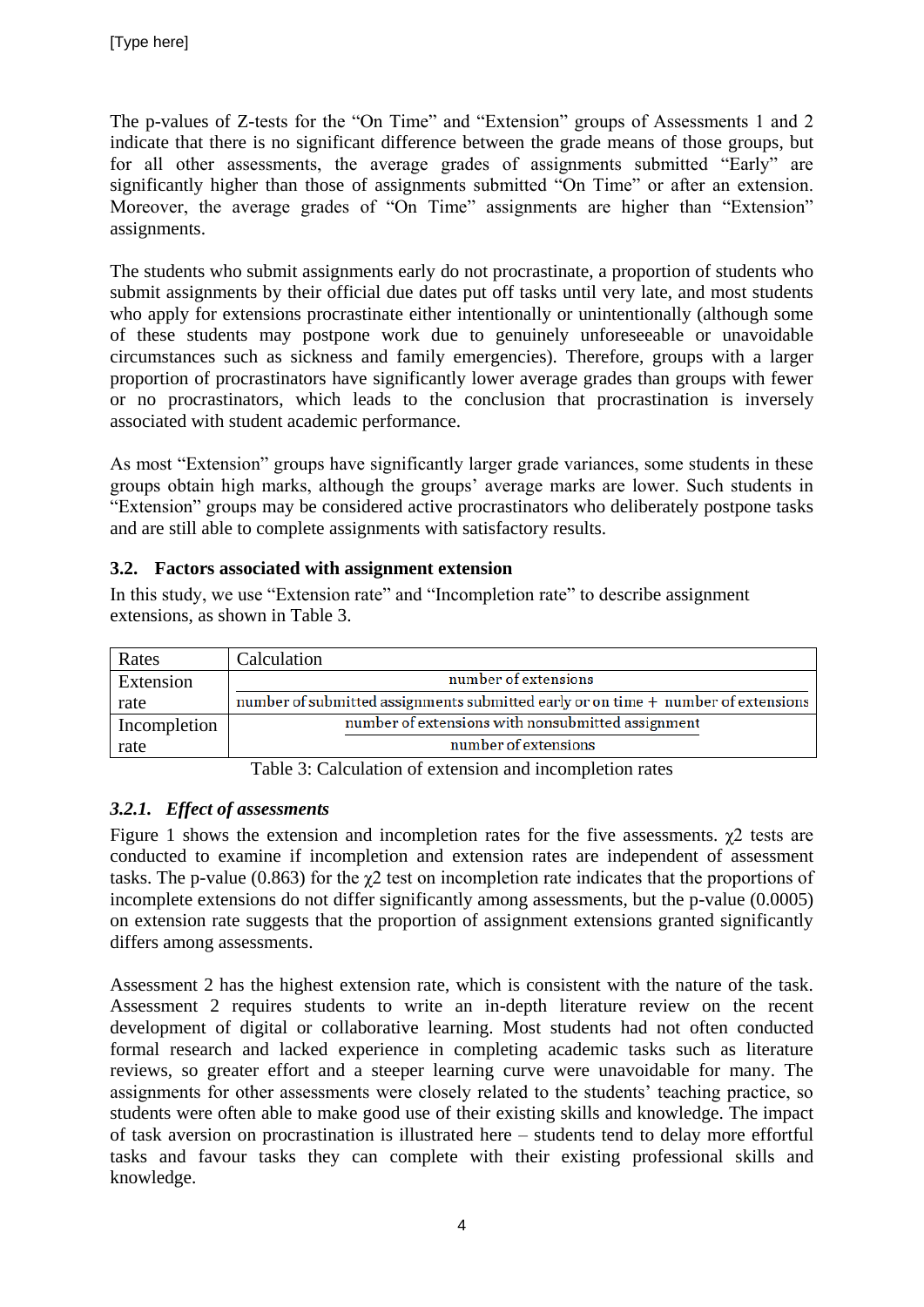The p-values of Z-tests for the "On Time" and "Extension" groups of Assessments 1 and 2 indicate that there is no significant difference between the grade means of those groups, but for all other assessments, the average grades of assignments submitted "Early" are significantly higher than those of assignments submitted "On Time" or after an extension. Moreover, the average grades of "On Time" assignments are higher than "Extension" assignments.

The students who submit assignments early do not procrastinate, a proportion of students who submit assignments by their official due dates put off tasks until very late, and most students who apply for extensions procrastinate either intentionally or unintentionally (although some of these students may postpone work due to genuinely unforeseeable or unavoidable circumstances such as sickness and family emergencies). Therefore, groups with a larger proportion of procrastinators have significantly lower average grades than groups with fewer or no procrastinators, which leads to the conclusion that procrastination is inversely associated with student academic performance.

As most "Extension" groups have significantly larger grade variances, some students in these groups obtain high marks, although the groups' average marks are lower. Such students in "Extension" groups may be considered active procrastinators who deliberately postpone tasks and are still able to complete assignments with satisfactory results.

### 3.2. Factors associated with assignment extension

In this study, we use "Extension rate" and "Incompletion rate" to describe assignment extensions, as shown in Table 3.

| Rates | Calculation |
|---|---|
| Extension rate | $\frac{\text{number of extensions}}{\text{number of submitted assignments submitted early or on time} + \text{number of extensions}}$ |
| Incompletion rate | $\frac{\text{number of extensions with nonsubmitted assignment}}{\text{number of extensions}}$ |

Table 3: Calculation of extension and incompletion rates

#### *3.2.1. Effect of assessments*

Figure 1 shows the extension and incompletion rates for the five assessments. $\chi2$ tests are conducted to examine if incompletion and extension rates are independent of assessment tasks. The p-value (0.863) for the $\chi2$ test on incompletion rate indicates that the proportions of incomplete extensions do not differ significantly among assessments, but the p-value (0.0005) on extension rate suggests that the proportion of assignment extensions granted significantly differs among assessments.

Assessment 2 has the highest extension rate, which is consistent with the nature of the task. Assessment 2 requires students to write an in-depth literature review on the recent development of digital or collaborative learning. Most students had not often conducted formal research and lacked experience in completing academic tasks such as literature reviews, so greater effort and a steeper learning curve were unavoidable for many. The assignments for other assessments were closely related to the students' teaching practice, so students were often able to make good use of their existing skills and knowledge. The impact of task aversion on procrastination is illustrated here – students tend to delay more effortful tasks and favour tasks they can complete with their existing professional skills and knowledge.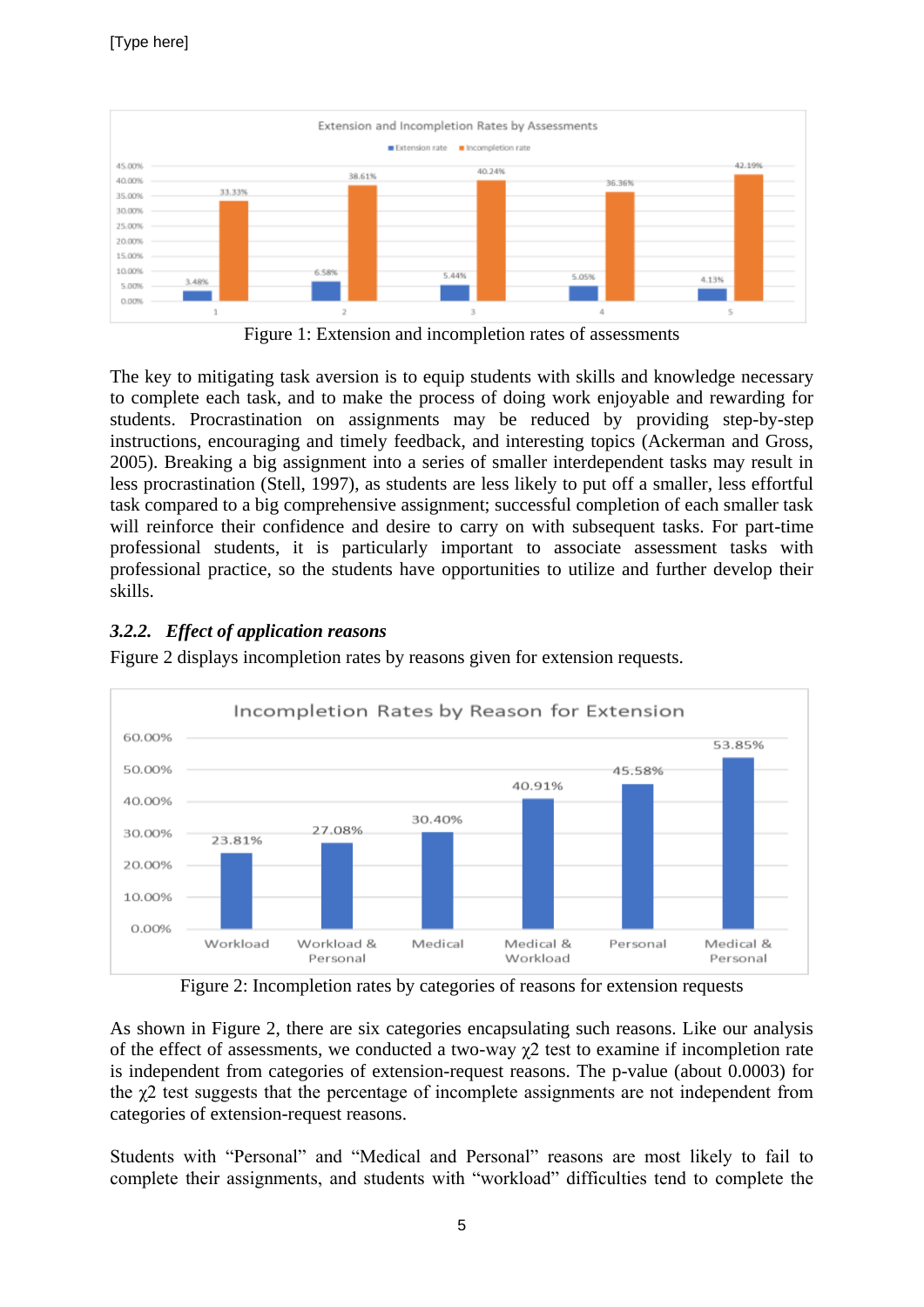Figure 1: Extension and incompletion rates of assessments

The key to mitigating task aversion is to equip students with skills and knowledge necessary to complete each task, and to make the process of doing work enjoyable and rewarding for students. Procrastination on assignments may be reduced by providing step-by-step instructions, encouraging and timely feedback, and interesting topics (Ackerman and Gross, 2005). Breaking a big assignment into a series of smaller interdependent tasks may result in less procrastination (Stell, 1997), as students are less likely to put off a smaller, less effortful task compared to a big comprehensive assignment; successful completion of each smaller task will reinforce their confidence and desire to carry on with subsequent tasks. For part-time professional students, it is particularly important to associate assessment tasks with professional practice, so the students have opportunities to utilize and further develop their skills.

### *3.2.2. Effect of application reasons*

Figure 2 displays incompletion rates by reasons given for extension requests.

Figure 2: Incompletion rates by categories of reasons for extension requests

As shown in Figure 2, there are six categories encapsulating such reasons. Like our analysis of the effect of assessments, we conducted a two-way $\chi 2$ test to examine if incompletion rate is independent from categories of extension-request reasons. The p-value (about 0.0003) for the $\chi 2$ test suggests that the percentage of incomplete assignments are not independent from categories of extension-request reasons.

Students with “Personal” and “Medical and Personal” reasons are most likely to fail to complete their assignments, and students with “workload” difficulties tend to complete the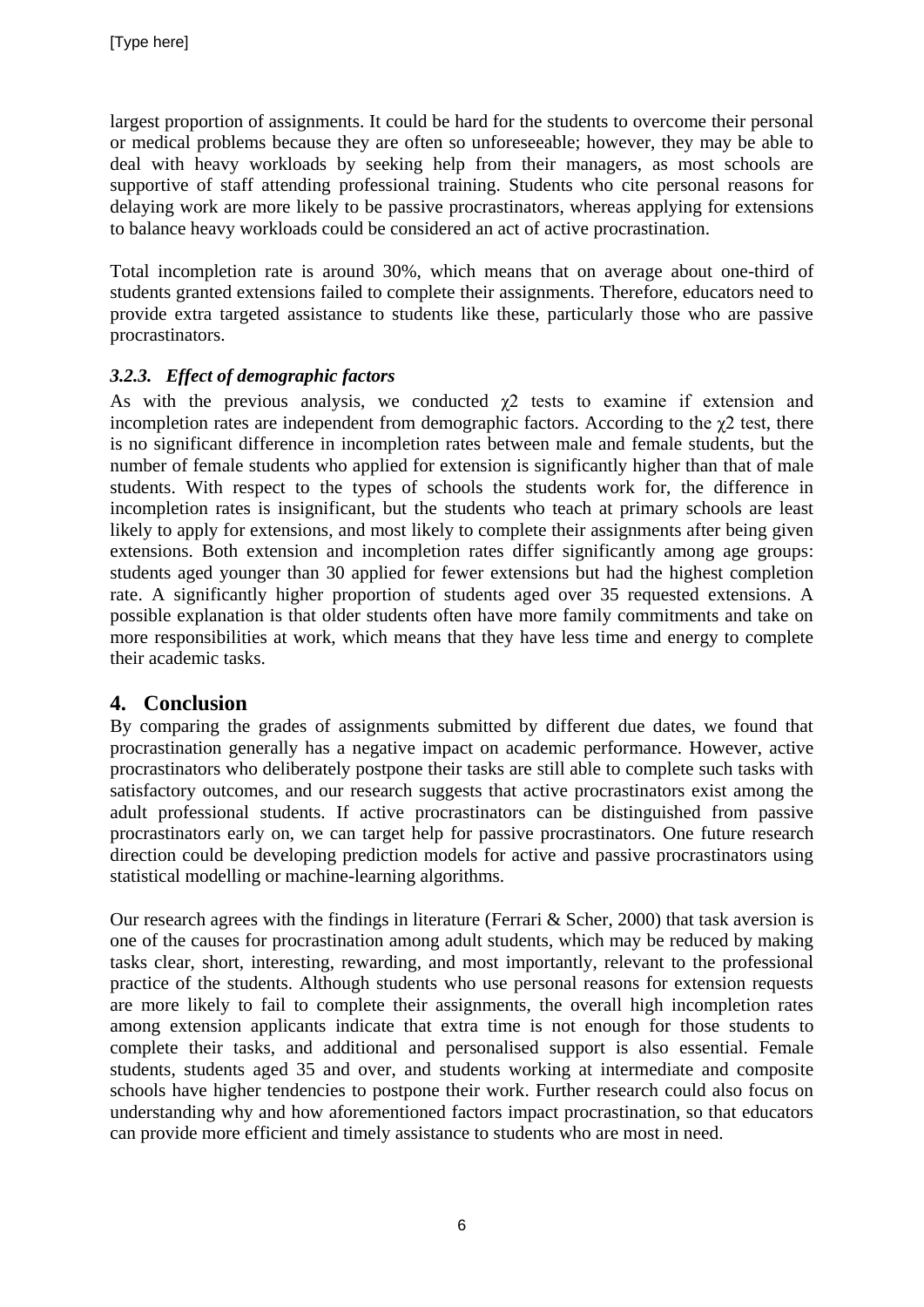largest proportion of assignments. It could be hard for the students to overcome their personal or medical problems because they are often so unforeseeable; however, they may be able to deal with heavy workloads by seeking help from their managers, as most schools are supportive of staff attending professional training. Students who cite personal reasons for delaying work are more likely to be passive procrastinators, whereas applying for extensions to balance heavy workloads could be considered an act of active procrastination.

Total incompletion rate is around 30%, which means that on average about one-third of students granted extensions failed to complete their assignments. Therefore, educators need to provide extra targeted assistance to students like these, particularly those who are passive procrastinators.

### *3.2.3. Effect of demographic factors*

As with the previous analysis, we conducted $\chi2$ tests to examine if extension and incompletion rates are independent from demographic factors. According to the $\chi2$ test, there is no significant difference in incompletion rates between male and female students, but the number of female students who applied for extension is significantly higher than that of male students. With respect to the types of schools the students work for, the difference in incompletion rates is insignificant, but the students who teach at primary schools are least likely to apply for extensions, and most likely to complete their assignments after being given extensions. Both extension and incompletion rates differ significantly among age groups: students aged younger than 30 applied for fewer extensions but had the highest completion rate. A significantly higher proportion of students aged over 35 requested extensions. A possible explanation is that older students often have more family commitments and take on more responsibilities at work, which means that they have less time and energy to complete their academic tasks.

## 4. Conclusion

By comparing the grades of assignments submitted by different due dates, we found that procrastination generally has a negative impact on academic performance. However, active procrastinators who deliberately postpone their tasks are still able to complete such tasks with satisfactory outcomes, and our research suggests that active procrastinators exist among the adult professional students. If active procrastinators can be distinguished from passive procrastinators early on, we can target help for passive procrastinators. One future research direction could be developing prediction models for active and passive procrastinators using statistical modelling or machine-learning algorithms.

Our research agrees with the findings in literature (Ferrari & Scher, 2000) that task aversion is one of the causes for procrastination among adult students, which may be reduced by making tasks clear, short, interesting, rewarding, and most importantly, relevant to the professional practice of the students. Although students who use personal reasons for extension requests are more likely to fail to complete their assignments, the overall high incompletion rates among extension applicants indicate that extra time is not enough for those students to complete their tasks, and additional and personalised support is also essential. Female students, students aged 35 and over, and students working at intermediate and composite schools have higher tendencies to postpone their work. Further research could also focus on understanding why and how aforementioned factors impact procrastination, so that educators can provide more efficient and timely assistance to students who are most in need.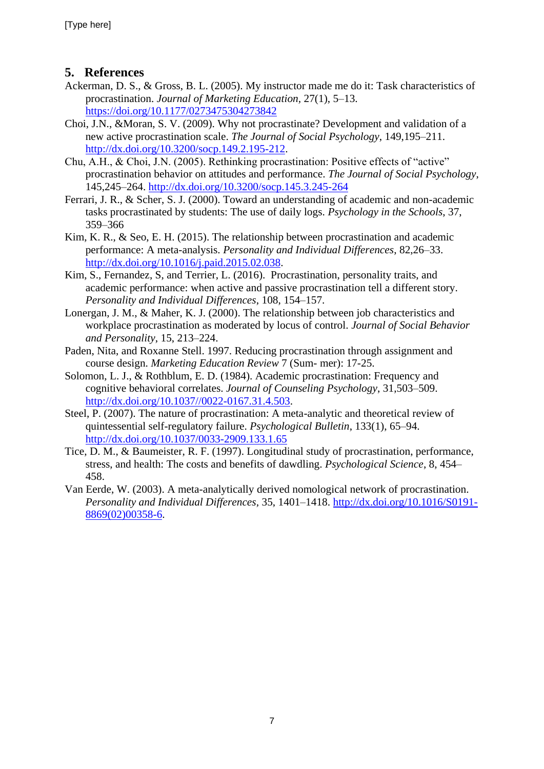## 5. References

Ackerman, D. S., & Gross, B. L. (2005). My instructor made me do it: Task characteristics of procrastination. *Journal of Marketing Education*, 27(1), 5–13. https://doi.org/10.1177/0273475304273842

Choi, J.N., &Moran, S. V. (2009). Why not procrastinate? Development and validation of a new active procrastination scale. *The Journal of Social Psychology*, 149,195–211. http://dx.doi.org/10.3200/socp.149.2.195-212.

Chu, A.H., & Choi, J.N. (2005). Rethinking procrastination: Positive effects of "active" procrastination behavior on attitudes and performance. *The Journal of Social Psychology*, 145,245–264. http://dx.doi.org/10.3200/socp.145.3.245-264

Ferrari, J. R., & Scher, S. J. (2000). Toward an understanding of academic and non-academic tasks procrastinated by students: The use of daily logs. *Psychology in the Schools*, 37, 359–366

Kim, K. R., & Seo, E. H. (2015). The relationship between procrastination and academic performance: A meta-analysis. *Personality and Individual Differences*, 82,26–33. http://dx.doi.org/10.1016/j.paid.2015.02.038.

Kim, S., Fernandez, S, and Terrier, L. (2016). Procrastination, personality traits, and academic performance: when active and passive procrastination tell a different story. *Personality and Individual Differences*, 108, 154–157.

Lonergan, J. M., & Maher, K. J. (2000). The relationship between job characteristics and workplace procrastination as moderated by locus of control. *Journal of Social Behavior and Personality*, 15, 213–224.

Paden, Nita, and Roxanne Stell. 1997. Reducing procrastination through assignment and course design. *Marketing Education Review* 7 (Sum- mer): 17-25.

Solomon, L. J., & Rothblum, E. D. (1984). Academic procrastination: Frequency and cognitive behavioral correlates. *Journal of Counseling Psychology*, 31,503–509. http://dx.doi.org/10.1037//0022-0167.31.4.503.

Steel, P. (2007). The nature of procrastination: A meta-analytic and theoretical review of quintessential self-regulatory failure. *Psychological Bulletin*, 133(1), 65–94. http://dx.doi.org/10.1037/0033-2909.133.1.65

Tice, D. M., & Baumeister, R. F. (1997). Longitudinal study of procrastination, performance, stress, and health: The costs and benefits of dawdling. *Psychological Science*, 8, 454–458.

Van Eerde, W. (2003). A meta-analytically derived nomological network of procrastination. *Personality and Individual Differences*, 35, 1401–1418. http://dx.doi.org/10.1016/S0191-8869(02)00358-6.